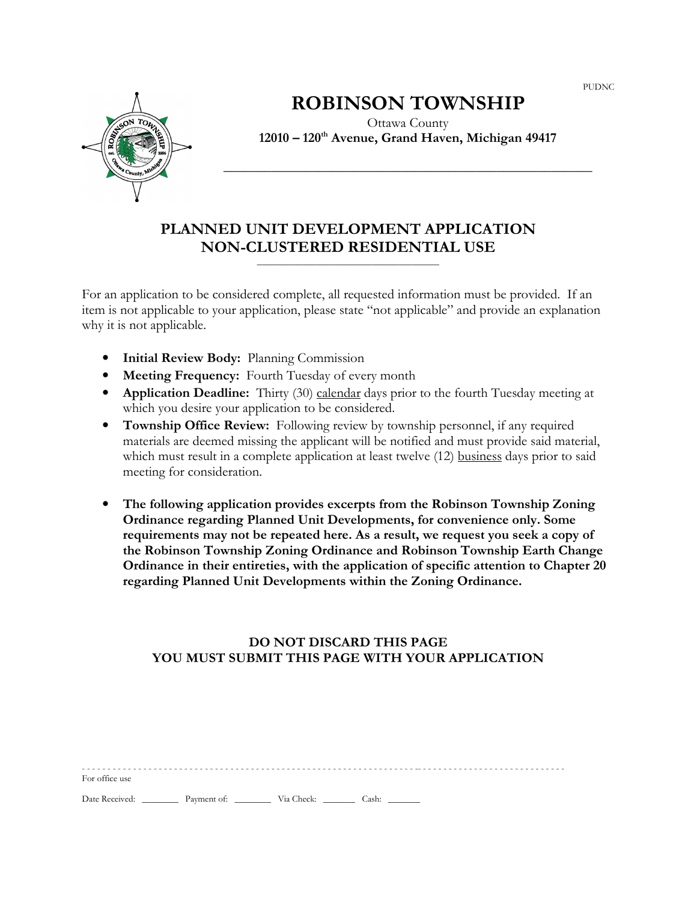PUDNC

# ROBINSON TOWNSHIP

Ottawa County

**12010 – 120th Avenue, Grand Haven, Michigan 49417**

## PLANNED UNIT DEVELOPMENT APPLICATION
## NON-CLUSTERED RESIDENTIAL USE

For an application to be considered complete, all requested information must be provided. If an item is not applicable to your application, please state "not applicable" and provide an explanation why it is not applicable.

- **Initial Review Body:** Planning Commission
- **Meeting Frequency:** Fourth Tuesday of every month
- **Application Deadline:** Thirty (30) calendar days prior to the fourth Tuesday meeting at which you desire your application to be considered.
- **Township Office Review:** Following review by township personnel, if any required materials are deemed missing the applicant will be notified and must provide said material, which must result in a complete application at least twelve (12) business days prior to said meeting for consideration.

- **The following application provides excerpts from the Robinson Township Zoning Ordinance regarding Planned Unit Developments, for convenience only. Some requirements may not be repeated here. As a result, we request you seek a copy of the Robinson Township Zoning Ordinance and Robinson Township Earth Change Ordinance in their entireties, with the application of specific attention to Chapter 20 regarding Planned Unit Developments within the Zoning Ordinance.**

**DO NOT DISCARD THIS PAGE**
**YOU MUST SUBMIT THIS PAGE WITH YOUR APPLICATION**

---

For office use

Date Received: ________ Payment of: ________ Via Check: _______ Cash: _______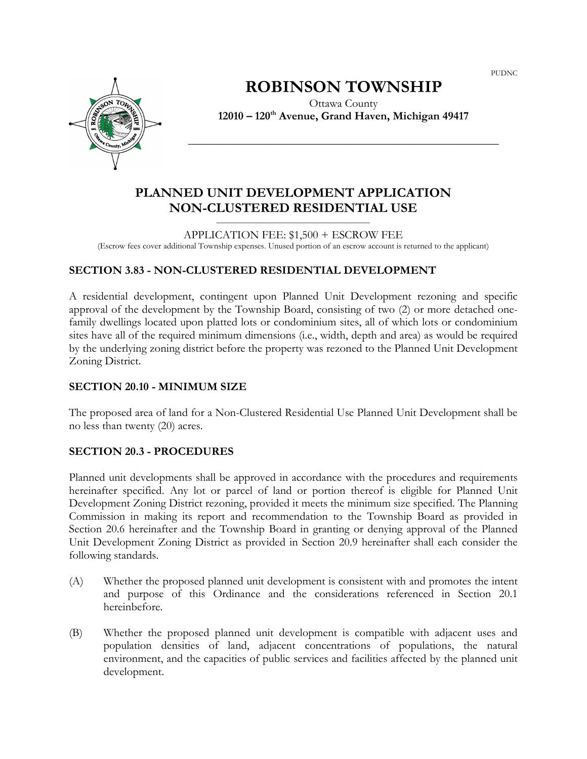PUDNC

# ROBINSON TOWNSHIP

Ottawa County

**12010 – 120th Avenue, Grand Haven, Michigan 49417**

## PLANNED UNIT DEVELOPMENT APPLICATION
## NON-CLUSTERED RESIDENTIAL USE

APPLICATION FEE: $1,500 + ESCROW FEE

(Escrow fees cover additional Township expenses. Unused portion of an escrow account is returned to the applicant)

### SECTION 3.83 - NON-CLUSTERED RESIDENTIAL DEVELOPMENT

A residential development, contingent upon Planned Unit Development rezoning and specific approval of the development by the Township Board, consisting of two (2) or more detached one-family dwellings located upon platted lots or condominium sites, all of which lots or condominium sites have all of the required minimum dimensions (i.e., width, depth and area) as would be required by the underlying zoning district before the property was rezoned to the Planned Unit Development Zoning District.

### SECTION 20.10 - MINIMUM SIZE

The proposed area of land for a Non-Clustered Residential Use Planned Unit Development shall be no less than twenty (20) acres.

### SECTION 20.3 - PROCEDURES

Planned unit developments shall be approved in accordance with the procedures and requirements hereinafter specified. Any lot or parcel of land or portion thereof is eligible for Planned Unit Development Zoning District rezoning, provided it meets the minimum size specified. The Planning Commission in making its report and recommendation to the Township Board as provided in Section 20.6 hereinafter and the Township Board in granting or denying approval of the Planned Unit Development Zoning District as provided in Section 20.9 hereinafter shall each consider the following standards.

(A) Whether the proposed planned unit development is consistent with and promotes the intent and purpose of this Ordinance and the considerations referenced in Section 20.1 hereinbefore.

(B) Whether the proposed planned unit development is compatible with adjacent uses and population densities of land, adjacent concentrations of populations, the natural environment, and the capacities of public services and facilities affected by the planned unit development.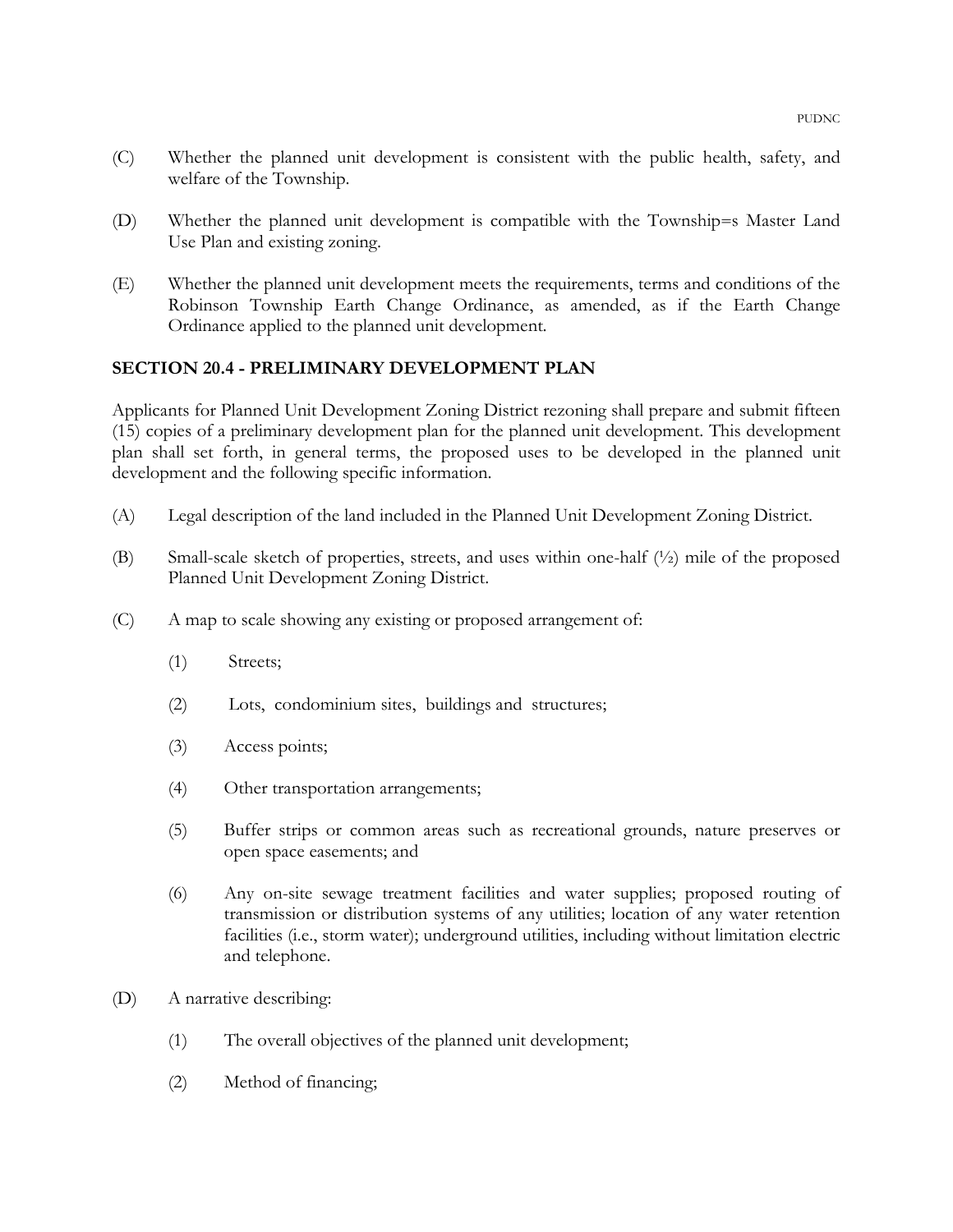(C) Whether the planned unit development is consistent with the public health, safety, and welfare of the Township.

(D) Whether the planned unit development is compatible with the Township=s Master Land Use Plan and existing zoning.

(E) Whether the planned unit development meets the requirements, terms and conditions of the Robinson Township Earth Change Ordinance, as amended, as if the Earth Change Ordinance applied to the planned unit development.

## SECTION 20.4 - PRELIMINARY DEVELOPMENT PLAN

Applicants for Planned Unit Development Zoning District rezoning shall prepare and submit fifteen (15) copies of a preliminary development plan for the planned unit development. This development plan shall set forth, in general terms, the proposed uses to be developed in the planned unit development and the following specific information.

(A) Legal description of the land included in the Planned Unit Development Zoning District.

(B) Small-scale sketch of properties, streets, and uses within one-half (½) mile of the proposed Planned Unit Development Zoning District.

(C) A map to scale showing any existing or proposed arrangement of:

(1) Streets;

(2) Lots, condominium sites, buildings and structures;

(3) Access points;

(4) Other transportation arrangements;

(5) Buffer strips or common areas such as recreational grounds, nature preserves or open space easements; and

(6) Any on-site sewage treatment facilities and water supplies; proposed routing of transmission or distribution systems of any utilities; location of any water retention facilities (i.e., storm water); underground utilities, including without limitation electric and telephone.

(D) A narrative describing:

(1) The overall objectives of the planned unit development;

(2) Method of financing;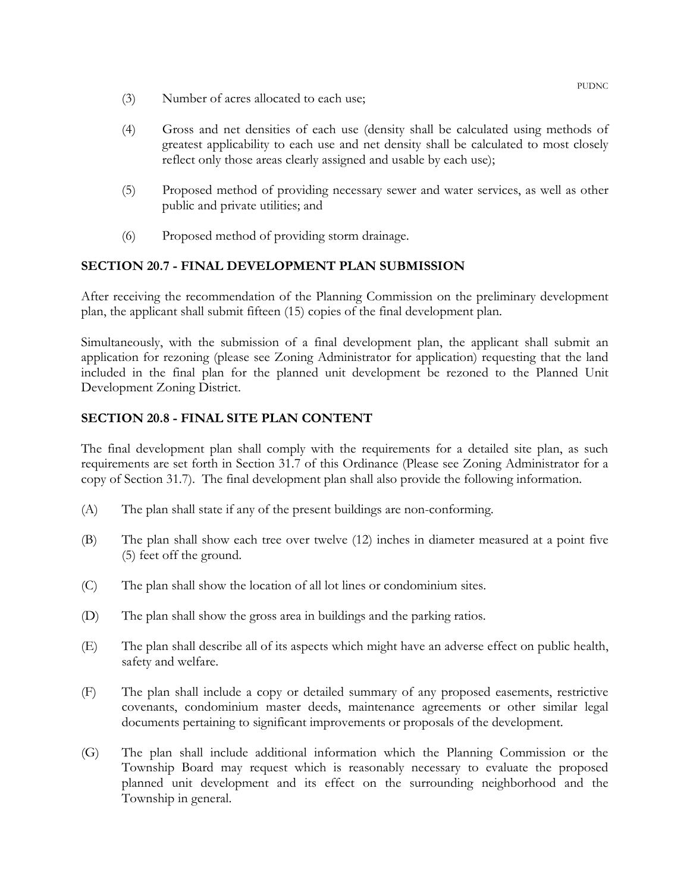(3) Number of acres allocated to each use;

(4) Gross and net densities of each use (density shall be calculated using methods of greatest applicability to each use and net density shall be calculated to most closely reflect only those areas clearly assigned and usable by each use);

(5) Proposed method of providing necessary sewer and water services, as well as other public and private utilities; and

(6) Proposed method of providing storm drainage.

## SECTION 20.7 - FINAL DEVELOPMENT PLAN SUBMISSION

After receiving the recommendation of the Planning Commission on the preliminary development plan, the applicant shall submit fifteen (15) copies of the final development plan.

Simultaneously, with the submission of a final development plan, the applicant shall submit an application for rezoning (please see Zoning Administrator for application) requesting that the land included in the final plan for the planned unit development be rezoned to the Planned Unit Development Zoning District.

## SECTION 20.8 - FINAL SITE PLAN CONTENT

The final development plan shall comply with the requirements for a detailed site plan, as such requirements are set forth in Section 31.7 of this Ordinance (Please see Zoning Administrator for a copy of Section 31.7). The final development plan shall also provide the following information.

(A) The plan shall state if any of the present buildings are non-conforming.

(B) The plan shall show each tree over twelve (12) inches in diameter measured at a point five (5) feet off the ground.

(C) The plan shall show the location of all lot lines or condominium sites.

(D) The plan shall show the gross area in buildings and the parking ratios.

(E) The plan shall describe all of its aspects which might have an adverse effect on public health, safety and welfare.

(F) The plan shall include a copy or detailed summary of any proposed easements, restrictive covenants, condominium master deeds, maintenance agreements or other similar legal documents pertaining to significant improvements or proposals of the development.

(G) The plan shall include additional information which the Planning Commission or the Township Board may request which is reasonably necessary to evaluate the proposed planned unit development and its effect on the surrounding neighborhood and the Township in general.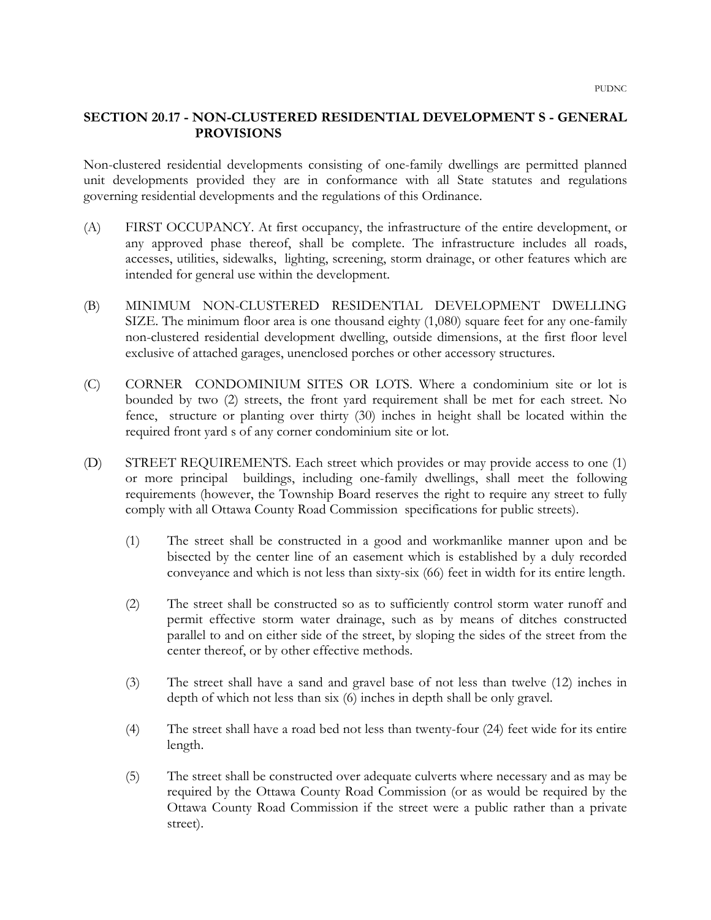## SECTION 20.17 - NON-CLUSTERED RESIDENTIAL DEVELOPMENT S - GENERAL PROVISIONS

Non-clustered residential developments consisting of one-family dwellings are permitted planned unit developments provided they are in conformance with all State statutes and regulations governing residential developments and the regulations of this Ordinance.

(A) FIRST OCCUPANCY. At first occupancy, the infrastructure of the entire development, or any approved phase thereof, shall be complete. The infrastructure includes all roads, accesses, utilities, sidewalks, lighting, screening, storm drainage, or other features which are intended for general use within the development.

(B) MINIMUM NON-CLUSTERED RESIDENTIAL DEVELOPMENT DWELLING SIZE. The minimum floor area is one thousand eighty (1,080) square feet for any one-family non-clustered residential development dwelling, outside dimensions, at the first floor level exclusive of attached garages, unenclosed porches or other accessory structures.

(C) CORNER CONDOMINIUM SITES OR LOTS. Where a condominium site or lot is bounded by two (2) streets, the front yard requirement shall be met for each street. No fence, structure or planting over thirty (30) inches in height shall be located within the required front yard s of any corner condominium site or lot.

(D) STREET REQUIREMENTS. Each street which provides or may provide access to one (1) or more principal buildings, including one-family dwellings, shall meet the following requirements (however, the Township Board reserves the right to require any street to fully comply with all Ottawa County Road Commission specifications for public streets).

(1) The street shall be constructed in a good and workmanlike manner upon and be bisected by the center line of an easement which is established by a duly recorded conveyance and which is not less than sixty-six (66) feet in width for its entire length.

(2) The street shall be constructed so as to sufficiently control storm water runoff and permit effective storm water drainage, such as by means of ditches constructed parallel to and on either side of the street, by sloping the sides of the street from the center thereof, or by other effective methods.

(3) The street shall have a sand and gravel base of not less than twelve (12) inches in depth of which not less than six (6) inches in depth shall be only gravel.

(4) The street shall have a road bed not less than twenty-four (24) feet wide for its entire length.

(5) The street shall be constructed over adequate culverts where necessary and as may be required by the Ottawa County Road Commission (or as would be required by the Ottawa County Road Commission if the street were a public rather than a private street).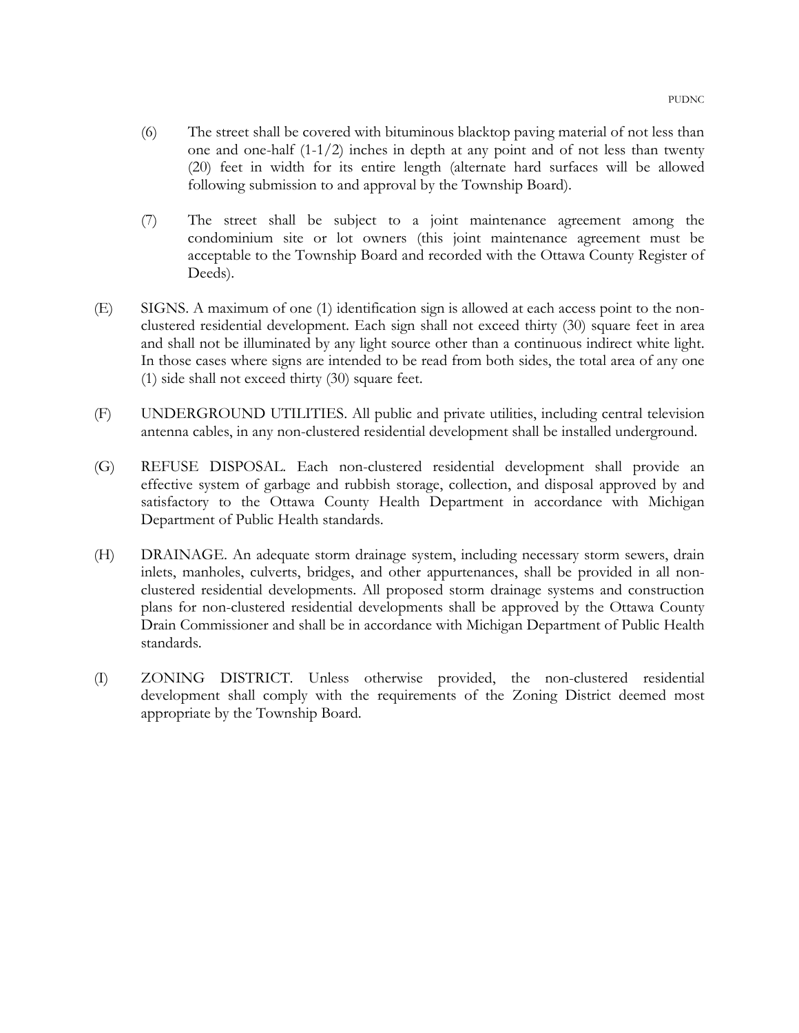(6) The street shall be covered with bituminous blacktop paving material of not less than one and one-half (1-1/2) inches in depth at any point and of not less than twenty (20) feet in width for its entire length (alternate hard surfaces will be allowed following submission to and approval by the Township Board).

(7) The street shall be subject to a joint maintenance agreement among the condominium site or lot owners (this joint maintenance agreement must be acceptable to the Township Board and recorded with the Ottawa County Register of Deeds).

(E) SIGNS. A maximum of one (1) identification sign is allowed at each access point to the non-clustered residential development. Each sign shall not exceed thirty (30) square feet in area and shall not be illuminated by any light source other than a continuous indirect white light. In those cases where signs are intended to be read from both sides, the total area of any one (1) side shall not exceed thirty (30) square feet.

(F) UNDERGROUND UTILITIES. All public and private utilities, including central television antenna cables, in any non-clustered residential development shall be installed underground.

(G) REFUSE DISPOSAL. Each non-clustered residential development shall provide an effective system of garbage and rubbish storage, collection, and disposal approved by and satisfactory to the Ottawa County Health Department in accordance with Michigan Department of Public Health standards.

(H) DRAINAGE. An adequate storm drainage system, including necessary storm sewers, drain inlets, manholes, culverts, bridges, and other appurtenances, shall be provided in all non-clustered residential developments. All proposed storm drainage systems and construction plans for non-clustered residential developments shall be approved by the Ottawa County Drain Commissioner and shall be in accordance with Michigan Department of Public Health standards.

(I) ZONING DISTRICT. Unless otherwise provided, the non-clustered residential development shall comply with the requirements of the Zoning District deemed most appropriate by the Township Board.